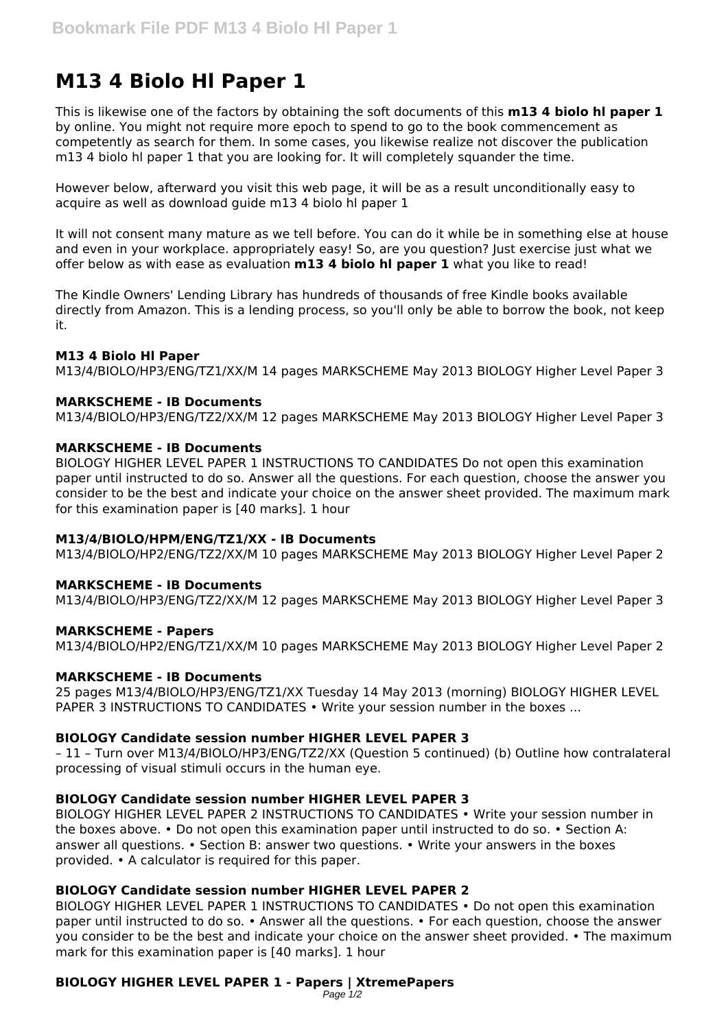# M13 4 Biolo Hl Paper 1

This is likewise one of the factors by obtaining the soft documents of this **m13 4 biolo hl paper 1** by online. You might not require more epoch to spend to go to the book commencement as competently as search for them. In some cases, you likewise realize not discover the publication m13 4 biolo hl paper 1 that you are looking for. It will completely squander the time.

However below, afterward you visit this web page, it will be as a result unconditionally easy to acquire as well as download guide m13 4 biolo hl paper 1

It will not consent many mature as we tell before. You can do it while be in something else at house and even in your workplace. appropriately easy! So, are you question? Just exercise just what we offer below as with ease as evaluation **m13 4 biolo hl paper 1** what you like to read!

The Kindle Owners' Lending Library has hundreds of thousands of free Kindle books available directly from Amazon. This is a lending process, so you'll only be able to borrow the book, not keep it.

### M13 4 Biolo Hl Paper

M13/4/BIOLO/HP3/ENG/TZ1/XX/M 14 pages MARKSCHEME May 2013 BIOLOGY Higher Level Paper 3

### MARKSCHEME - IB Documents

M13/4/BIOLO/HP3/ENG/TZ2/XX/M 12 pages MARKSCHEME May 2013 BIOLOGY Higher Level Paper 3

### MARKSCHEME - IB Documents

BIOLOGY HIGHER LEVEL PAPER 1 INSTRUCTIONS TO CANDIDATES Do not open this examination paper until instructed to do so. Answer all the questions. For each question, choose the answer you consider to be the best and indicate your choice on the answer sheet provided. The maximum mark for this examination paper is [40 marks]. 1 hour

### M13/4/BIOLO/HPM/ENG/TZ1/XX - IB Documents

M13/4/BIOLO/HP2/ENG/TZ2/XX/M 10 pages MARKSCHEME May 2013 BIOLOGY Higher Level Paper 2

### MARKSCHEME - IB Documents

M13/4/BIOLO/HP3/ENG/TZ2/XX/M 12 pages MARKSCHEME May 2013 BIOLOGY Higher Level Paper 3

### MARKSCHEME - Papers

M13/4/BIOLO/HP2/ENG/TZ1/XX/M 10 pages MARKSCHEME May 2013 BIOLOGY Higher Level Paper 2

### MARKSCHEME - IB Documents

25 pages M13/4/BIOLO/HP3/ENG/TZ1/XX Tuesday 14 May 2013 (morning) BIOLOGY HIGHER LEVEL PAPER 3 INSTRUCTIONS TO CANDIDATES • Write your session number in the boxes ...

### BIOLOGY Candidate session number HIGHER LEVEL PAPER 3

– 11 – Turn over M13/4/BIOLO/HP3/ENG/TZ2/XX (Question 5 continued) (b) Outline how contralateral processing of visual stimuli occurs in the human eye.

### BIOLOGY Candidate session number HIGHER LEVEL PAPER 3

BIOLOGY HIGHER LEVEL PAPER 2 INSTRUCTIONS TO CANDIDATES • Write your session number in the boxes above. • Do not open this examination paper until instructed to do so. • Section A: answer all questions. • Section B: answer two questions. • Write your answers in the boxes provided. • A calculator is required for this paper.

### BIOLOGY Candidate session number HIGHER LEVEL PAPER 2

BIOLOGY HIGHER LEVEL PAPER 1 INSTRUCTIONS TO CANDIDATES • Do not open this examination paper until instructed to do so. • Answer all the questions. • For each question, choose the answer you consider to be the best and indicate your choice on the answer sheet provided. • The maximum mark for this examination paper is [40 marks]. 1 hour

### BIOLOGY HIGHER LEVEL PAPER 1 - Papers | XtremePapers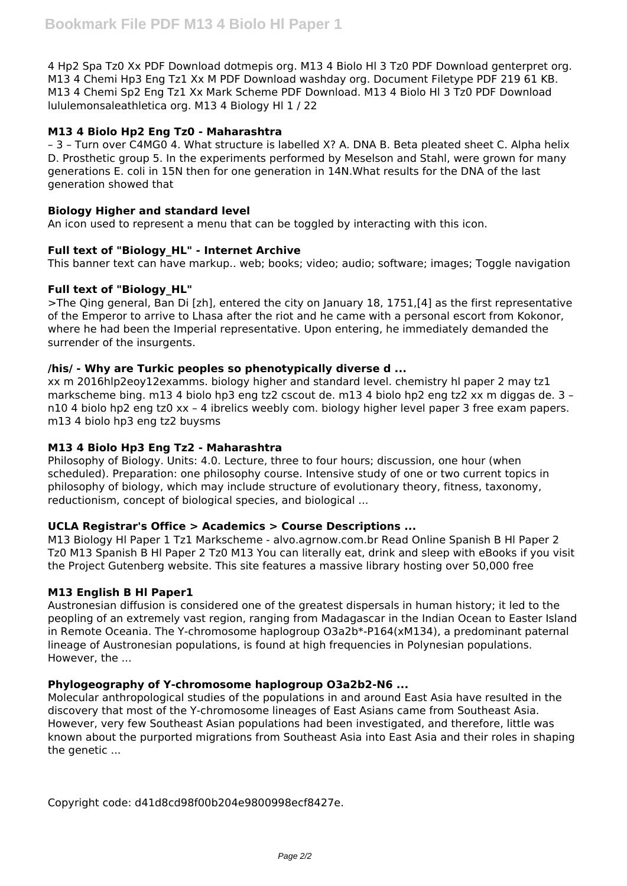4 Hp2 Spa Tz0 Xx PDF Download dotmepis org. M13 4 Biolo Hl 3 Tz0 PDF Download genterpret org. M13 4 Chemi Hp3 Eng Tz1 Xx M PDF Download washday org. Document Filetype PDF 219 61 KB. M13 4 Chemi Sp2 Eng Tz1 Xx Mark Scheme PDF Download. M13 4 Biolo Hl 3 Tz0 PDF Download lululemonsaleathletica org. M13 4 Biology Hl 1 / 22

### M13 4 Biolo Hp2 Eng Tz0 - Maharashtra

– 3 – Turn over C4MG0 4. What structure is labelled X? A. DNA B. Beta pleated sheet C. Alpha helix D. Prosthetic group 5. In the experiments performed by Meselson and Stahl, were grown for many generations E. coli in 15N then for one generation in 14N.What results for the DNA of the last generation showed that

### Biology Higher and standard level

An icon used to represent a menu that can be toggled by interacting with this icon.

### Full text of "Biology_HL" - Internet Archive

This banner text can have markup.. web; books; video; audio; software; images; Toggle navigation

### Full text of "Biology_HL"

>The Qing general, Ban Di [zh], entered the city on January 18, 1751,[4] as the first representative of the Emperor to arrive to Lhasa after the riot and he came with a personal escort from Kokonor, where he had been the Imperial representative. Upon entering, he immediately demanded the surrender of the insurgents.

### /his/ - Why are Turkic peoples so phenotypically diverse d ...

xx m 2016hlp2eoy12examms. biology higher and standard level. chemistry hl paper 2 may tz1 markscheme bing. m13 4 biolo hp3 eng tz2 cscout de. m13 4 biolo hp2 eng tz2 xx m diggas de. 3 – n10 4 biolo hp2 eng tz0 xx – 4 ibrelics weebly com. biology higher level paper 3 free exam papers. m13 4 biolo hp3 eng tz2 buysms

### M13 4 Biolo Hp3 Eng Tz2 - Maharashtra

Philosophy of Biology. Units: 4.0. Lecture, three to four hours; discussion, one hour (when scheduled). Preparation: one philosophy course. Intensive study of one or two current topics in philosophy of biology, which may include structure of evolutionary theory, fitness, taxonomy, reductionism, concept of biological species, and biological ...

### UCLA Registrar's Office > Academics > Course Descriptions ...

M13 Biology Hl Paper 1 Tz1 Markscheme - alvo.agrnow.com.br Read Online Spanish B Hl Paper 2 Tz0 M13 Spanish B Hl Paper 2 Tz0 M13 You can literally eat, drink and sleep with eBooks if you visit the Project Gutenberg website. This site features a massive library hosting over 50,000 free

### M13 English B Hl Paper1

Austronesian diffusion is considered one of the greatest dispersals in human history; it led to the peopling of an extremely vast region, ranging from Madagascar in the Indian Ocean to Easter Island in Remote Oceania. The Y-chromosome haplogroup O3a2b*-P164(xM134), a predominant paternal lineage of Austronesian populations, is found at high frequencies in Polynesian populations. However, the ...

### Phylogeography of Y-chromosome haplogroup O3a2b2-N6 ...

Molecular anthropological studies of the populations in and around East Asia have resulted in the discovery that most of the Y-chromosome lineages of East Asians came from Southeast Asia. However, very few Southeast Asian populations had been investigated, and therefore, little was known about the purported migrations from Southeast Asia into East Asia and their roles in shaping the genetic ...

Copyright code: d41d8cd98f00b204e9800998ecf8427e.